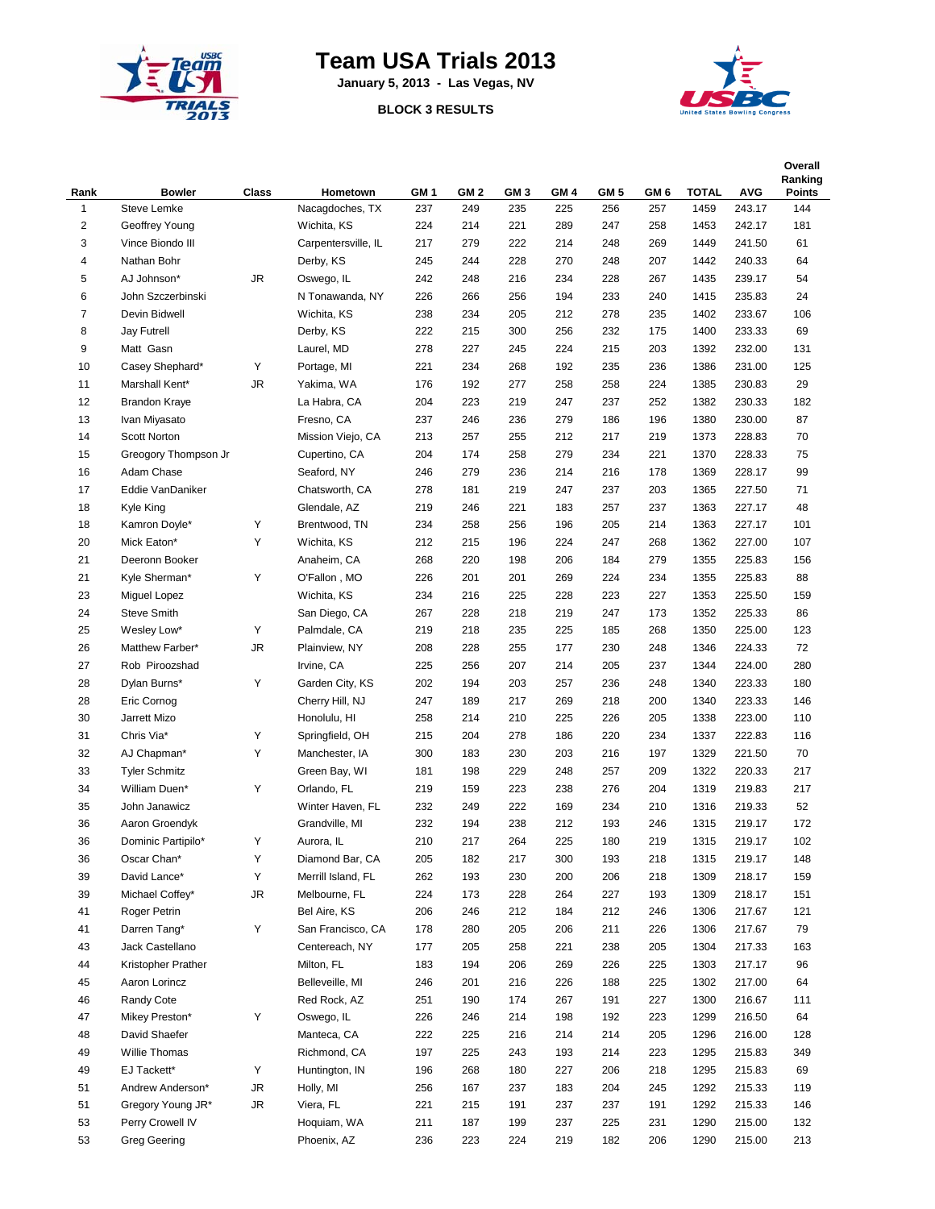# Team USA Trials 2013

**January 5, 2013 - Las Vegas, NV**

**BLOCK 3 RESULTS**

| Rank | Bowler | Class | Hometown | GM 1 | GM 2 | GM 3 | GM 4 | GM 5 | GM 6 | TOTAL | AVG | Overall Ranking Points |
|---|---|---|---|---|---|---|---|---|---|---|---|---|
| 1 | Steve Lemke | | Nacagdoches, TX | 237 | 249 | 235 | 225 | 256 | 257 | 1459 | 243.17 | 144 |
| 2 | Geoffrey Young | | Wichita, KS | 224 | 214 | 221 | 289 | 247 | 258 | 1453 | 242.17 | 181 |
| 3 | Vince Biondo III | | Carpentersville, IL | 217 | 279 | 222 | 214 | 248 | 269 | 1449 | 241.50 | 61 |
| 4 | Nathan Bohr | | Derby, KS | 245 | 244 | 228 | 270 | 248 | 207 | 1442 | 240.33 | 64 |
| 5 | AJ Johnson* | JR | Oswego, IL | 242 | 248 | 216 | 234 | 228 | 267 | 1435 | 239.17 | 54 |
| 6 | John Szczerbinski | | N Tonawanda, NY | 226 | 266 | 256 | 194 | 233 | 240 | 1415 | 235.83 | 24 |
| 7 | Devin Bidwell | | Wichita, KS | 238 | 234 | 205 | 212 | 278 | 235 | 1402 | 233.67 | 106 |
| 8 | Jay Futrell | | Derby, KS | 222 | 215 | 300 | 256 | 232 | 175 | 1400 | 233.33 | 69 |
| 9 | Matt Gasn | | Laurel, MD | 278 | 227 | 245 | 224 | 215 | 203 | 1392 | 232.00 | 131 |
| 10 | Casey Shephard* | Y | Portage, MI | 221 | 234 | 268 | 192 | 235 | 236 | 1386 | 231.00 | 125 |
| 11 | Marshall Kent* | JR | Yakima, WA | 176 | 192 | 277 | 258 | 258 | 224 | 1385 | 230.83 | 29 |
| 12 | Brandon Kraye | | La Habra, CA | 204 | 223 | 219 | 247 | 237 | 252 | 1382 | 230.33 | 182 |
| 13 | Ivan Miyasato | | Fresno, CA | 237 | 246 | 236 | 279 | 186 | 196 | 1380 | 230.00 | 87 |
| 14 | Scott Norton | | Mission Viejo, CA | 213 | 257 | 255 | 212 | 217 | 219 | 1373 | 228.83 | 70 |
| 15 | Greogory Thompson Jr | | Cupertino, CA | 204 | 174 | 258 | 279 | 234 | 221 | 1370 | 228.33 | 75 |
| 16 | Adam Chase | | Seaford, NY | 246 | 279 | 236 | 214 | 216 | 178 | 1369 | 228.17 | 99 |
| 17 | Eddie VanDaniker | | Chatsworth, CA | 278 | 181 | 219 | 247 | 237 | 203 | 1365 | 227.50 | 71 |
| 18 | Kyle King | | Glendale, AZ | 219 | 246 | 221 | 183 | 257 | 237 | 1363 | 227.17 | 48 |
| 18 | Kamron Doyle* | Y | Brentwood, TN | 234 | 258 | 256 | 196 | 205 | 214 | 1363 | 227.17 | 101 |
| 20 | Mick Eaton* | Y | Wichita, KS | 212 | 215 | 196 | 224 | 247 | 268 | 1362 | 227.00 | 107 |
| 21 | Deeronn Booker | | Anaheim, CA | 268 | 220 | 198 | 206 | 184 | 279 | 1355 | 225.83 | 156 |
| 21 | Kyle Sherman* | Y | O'Fallon , MO | 226 | 201 | 201 | 269 | 224 | 234 | 1355 | 225.83 | 88 |
| 23 | Miguel Lopez | | Wichita, KS | 234 | 216 | 225 | 228 | 223 | 227 | 1353 | 225.50 | 159 |
| 24 | Steve Smith | | San Diego, CA | 267 | 228 | 218 | 219 | 247 | 173 | 1352 | 225.33 | 86 |
| 25 | Wesley Low* | Y | Palmdale, CA | 219 | 218 | 235 | 225 | 185 | 268 | 1350 | 225.00 | 123 |
| 26 | Matthew Farber* | JR | Plainview, NY | 208 | 228 | 255 | 177 | 230 | 248 | 1346 | 224.33 | 72 |
| 27 | Rob Piroozshad | | Irvine, CA | 225 | 256 | 207 | 214 | 205 | 237 | 1344 | 224.00 | 280 |
| 28 | Dylan Burns* | Y | Garden City, KS | 202 | 194 | 203 | 257 | 236 | 248 | 1340 | 223.33 | 180 |
| 28 | Eric Cornog | | Cherry Hill, NJ | 247 | 189 | 217 | 269 | 218 | 200 | 1340 | 223.33 | 146 |
| 30 | Jarrett Mizo | | Honolulu, HI | 258 | 214 | 210 | 225 | 226 | 205 | 1338 | 223.00 | 110 |
| 31 | Chris Via* | Y | Springfield, OH | 215 | 204 | 278 | 186 | 220 | 234 | 1337 | 222.83 | 116 |
| 32 | AJ Chapman* | Y | Manchester, IA | 300 | 183 | 230 | 203 | 216 | 197 | 1329 | 221.50 | 70 |
| 33 | Tyler Schmitz | | Green Bay, WI | 181 | 198 | 229 | 248 | 257 | 209 | 1322 | 220.33 | 217 |
| 34 | William Duen* | Y | Orlando, FL | 219 | 159 | 223 | 238 | 276 | 204 | 1319 | 219.83 | 217 |
| 35 | John Janawicz | | Winter Haven, FL | 232 | 249 | 222 | 169 | 234 | 210 | 1316 | 219.33 | 52 |
| 36 | Aaron Groendyk | | Grandville, MI | 232 | 194 | 238 | 212 | 193 | 246 | 1315 | 219.17 | 172 |
| 36 | Dominic Partipilo* | Y | Aurora, IL | 210 | 217 | 264 | 225 | 180 | 219 | 1315 | 219.17 | 102 |
| 36 | Oscar Chan* | Y | Diamond Bar, CA | 205 | 182 | 217 | 300 | 193 | 218 | 1315 | 219.17 | 148 |
| 39 | David Lance* | Y | Merrill Island, FL | 262 | 193 | 230 | 200 | 206 | 218 | 1309 | 218.17 | 159 |
| 39 | Michael Coffey* | JR | Melbourne, FL | 224 | 173 | 228 | 264 | 227 | 193 | 1309 | 218.17 | 151 |
| 41 | Roger Petrin | | Bel Aire, KS | 206 | 246 | 212 | 184 | 212 | 246 | 1306 | 217.67 | 121 |
| 41 | Darren Tang* | Y | San Francisco, CA | 178 | 280 | 205 | 206 | 211 | 226 | 1306 | 217.67 | 79 |
| 43 | Jack Castellano | | Centereach, NY | 177 | 205 | 258 | 221 | 238 | 205 | 1304 | 217.33 | 163 |
| 44 | Kristopher Prather | | Milton, FL | 183 | 194 | 206 | 269 | 226 | 225 | 1303 | 217.17 | 96 |
| 45 | Aaron Lorincz | | Belleveille, MI | 246 | 201 | 216 | 226 | 188 | 225 | 1302 | 217.00 | 64 |
| 46 | Randy Cote | | Red Rock, AZ | 251 | 190 | 174 | 267 | 191 | 227 | 1300 | 216.67 | 111 |
| 47 | Mikey Preston* | Y | Oswego, IL | 226 | 246 | 214 | 198 | 192 | 223 | 1299 | 216.50 | 64 |
| 48 | David Shaefer | | Manteca, CA | 222 | 225 | 216 | 214 | 214 | 205 | 1296 | 216.00 | 128 |
| 49 | Willie Thomas | | Richmond, CA | 197 | 225 | 243 | 193 | 214 | 223 | 1295 | 215.83 | 349 |
| 49 | EJ Tackett* | Y | Huntington, IN | 196 | 268 | 180 | 227 | 206 | 218 | 1295 | 215.83 | 69 |
| 51 | Andrew Anderson* | JR | Holly, MI | 256 | 167 | 237 | 183 | 204 | 245 | 1292 | 215.33 | 119 |
| 51 | Gregory Young JR* | JR | Viera, FL | 221 | 215 | 191 | 237 | 237 | 191 | 1292 | 215.33 | 146 |
| 53 | Perry Crowell IV | | Hoquiam, WA | 211 | 187 | 199 | 237 | 225 | 231 | 1290 | 215.00 | 132 |
| 53 | Greg Geering | | Phoenix, AZ | 236 | 223 | 224 | 219 | 182 | 206 | 1290 | 215.00 | 213 |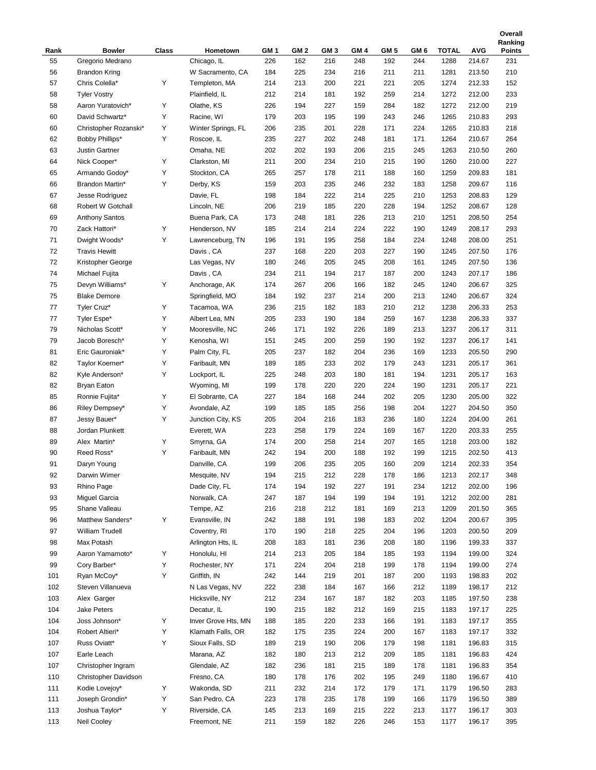| Rank | Bowler | Class | Hometown | GM 1 | GM 2 | GM 3 | GM 4 | GM 5 | GM 6 | TOTAL | AVG | Overall Ranking Points |
|---|---|---|---|---|---|---|---|---|---|---|---|---|
| 55 | Gregorio Medrano | | Chicago, IL | 226 | 162 | 216 | 248 | 192 | 244 | 1288 | 214.67 | 231 |
| 56 | Brandon Kring | | W Sacramento, CA | 184 | 225 | 234 | 216 | 211 | 211 | 1281 | 213.50 | 210 |
| 57 | Chris Colella* | Y | Templeton, MA | 214 | 213 | 200 | 221 | 221 | 205 | 1274 | 212.33 | 152 |
| 58 | Tyler Vostry | | Plainfield, IL | 212 | 214 | 181 | 192 | 259 | 214 | 1272 | 212.00 | 233 |
| 58 | Aaron Yuratovich* | Y | Olathe, KS | 226 | 194 | 227 | 159 | 284 | 182 | 1272 | 212.00 | 219 |
| 60 | David Schwartz* | Y | Racine, WI | 179 | 203 | 195 | 199 | 243 | 246 | 1265 | 210.83 | 293 |
| 60 | Christopher Rozanski* | Y | Winter Springs, FL | 206 | 235 | 201 | 228 | 171 | 224 | 1265 | 210.83 | 218 |
| 62 | Bobby Phillips* | Y | Roscoe, IL | 235 | 227 | 202 | 248 | 181 | 171 | 1264 | 210.67 | 264 |
| 63 | Justin Gartner | | Omaha, NE | 202 | 202 | 193 | 206 | 215 | 245 | 1263 | 210.50 | 260 |
| 64 | Nick Cooper* | Y | Clarkston, MI | 211 | 200 | 234 | 210 | 215 | 190 | 1260 | 210.00 | 227 |
| 65 | Armando Godoy* | Y | Stockton, CA | 265 | 257 | 178 | 211 | 188 | 160 | 1259 | 209.83 | 181 |
| 66 | Brandon Martin* | Y | Derby, KS | 159 | 203 | 235 | 246 | 232 | 183 | 1258 | 209.67 | 116 |
| 67 | Jesse Rodriguez | | Davie, FL | 198 | 184 | 222 | 214 | 225 | 210 | 1253 | 208.83 | 129 |
| 68 | Robert W Gotchall | | Lincoln, NE | 206 | 219 | 185 | 220 | 228 | 194 | 1252 | 208.67 | 128 |
| 69 | Anthony Santos | | Buena Park, CA | 173 | 248 | 181 | 226 | 213 | 210 | 1251 | 208.50 | 254 |
| 70 | Zack Hattori* | Y | Henderson, NV | 185 | 214 | 214 | 224 | 222 | 190 | 1249 | 208.17 | 293 |
| 71 | Dwight Woods* | Y | Lawrenceburg, TN | 196 | 191 | 195 | 258 | 184 | 224 | 1248 | 208.00 | 251 |
| 72 | Travis Hewitt | | Davis , CA | 237 | 168 | 220 | 203 | 227 | 190 | 1245 | 207.50 | 176 |
| 72 | Kristopher George | | Las Vegas, NV | 180 | 246 | 205 | 245 | 208 | 161 | 1245 | 207.50 | 136 |
| 74 | Michael Fujita | | Davis , CA | 234 | 211 | 194 | 217 | 187 | 200 | 1243 | 207.17 | 186 |
| 75 | Devyn Williams* | Y | Anchorage, AK | 174 | 267 | 206 | 166 | 182 | 245 | 1240 | 206.67 | 325 |
| 75 | Blake Demore | | Springfield, MO | 184 | 192 | 237 | 214 | 200 | 213 | 1240 | 206.67 | 324 |
| 77 | Tyler Cruz* | Y | Tacamoa, WA | 236 | 215 | 182 | 183 | 210 | 212 | 1238 | 206.33 | 253 |
| 77 | Tyler Espe* | Y | Albert Lea, MN | 205 | 233 | 190 | 184 | 259 | 167 | 1238 | 206.33 | 337 |
| 79 | Nicholas Scott* | Y | Mooresville, NC | 246 | 171 | 192 | 226 | 189 | 213 | 1237 | 206.17 | 311 |
| 79 | Jacob Boresch* | Y | Kenosha, WI | 151 | 245 | 200 | 259 | 190 | 192 | 1237 | 206.17 | 141 |
| 81 | Eric Gauroniak* | Y | Palm City, FL | 205 | 237 | 182 | 204 | 236 | 169 | 1233 | 205.50 | 290 |
| 82 | Taylor Koerner* | Y | Faribault, MN | 189 | 185 | 233 | 202 | 179 | 243 | 1231 | 205.17 | 361 |
| 82 | Kyle Anderson* | Y | Lockport, IL | 225 | 248 | 203 | 180 | 181 | 194 | 1231 | 205.17 | 163 |
| 82 | Bryan Eaton | | Wyoming, MI | 199 | 178 | 220 | 220 | 224 | 190 | 1231 | 205.17 | 221 |
| 85 | Ronnie Fujita* | Y | El Sobrante, CA | 227 | 184 | 168 | 244 | 202 | 205 | 1230 | 205.00 | 322 |
| 86 | Riley Dempsey* | Y | Avondale, AZ | 199 | 185 | 185 | 256 | 198 | 204 | 1227 | 204.50 | 350 |
| 87 | Jessy Bauer* | Y | Junction City, KS | 205 | 204 | 216 | 183 | 236 | 180 | 1224 | 204.00 | 261 |
| 88 | Jordan Plunkett | | Everett, WA | 223 | 258 | 179 | 224 | 169 | 167 | 1220 | 203.33 | 255 |
| 89 | Alex Martin* | Y | Smyrna, GA | 174 | 200 | 258 | 214 | 207 | 165 | 1218 | 203.00 | 182 |
| 90 | Reed Ross* | Y | Faribault, MN | 242 | 194 | 200 | 188 | 192 | 199 | 1215 | 202.50 | 413 |
| 91 | Daryn Young | | Danville, CA | 199 | 206 | 235 | 205 | 160 | 209 | 1214 | 202.33 | 354 |
| 92 | Darwin Wimer | | Mesquite, NV | 194 | 215 | 212 | 228 | 178 | 186 | 1213 | 202.17 | 348 |
| 93 | Rhino Page | | Dade City, FL | 174 | 194 | 192 | 227 | 191 | 234 | 1212 | 202.00 | 196 |
| 93 | Miguel Garcia | | Norwalk, CA | 247 | 187 | 194 | 199 | 194 | 191 | 1212 | 202.00 | 281 |
| 95 | Shane Valleau | | Tempe, AZ | 216 | 218 | 212 | 181 | 169 | 213 | 1209 | 201.50 | 365 |
| 96 | Matthew Sanders* | Y | Evansville, IN | 242 | 188 | 191 | 198 | 183 | 202 | 1204 | 200.67 | 395 |
| 97 | William Trudell | | Coventry, RI | 170 | 190 | 218 | 225 | 204 | 196 | 1203 | 200.50 | 209 |
| 98 | Max Potash | | Arlington Hts, IL | 208 | 183 | 181 | 236 | 208 | 180 | 1196 | 199.33 | 337 |
| 99 | Aaron Yamamoto* | Y | Honolulu, HI | 214 | 213 | 205 | 184 | 185 | 193 | 1194 | 199.00 | 324 |
| 99 | Cory Barber* | Y | Rochester, NY | 171 | 224 | 204 | 218 | 199 | 178 | 1194 | 199.00 | 274 |
| 101 | Ryan McCoy* | Y | Griffith, IN | 242 | 144 | 219 | 201 | 187 | 200 | 1193 | 198.83 | 202 |
| 102 | Steven Villanueva | | N Las Vegas, NV | 222 | 238 | 184 | 167 | 166 | 212 | 1189 | 198.17 | 212 |
| 103 | Alex Garger | | Hicksville, NY | 212 | 234 | 167 | 187 | 182 | 203 | 1185 | 197.50 | 238 |
| 104 | Jake Peters | | Decatur, IL | 190 | 215 | 182 | 212 | 169 | 215 | 1183 | 197.17 | 225 |
| 104 | Joss Johnson* | Y | Inver Grove Hts, MN | 188 | 185 | 220 | 233 | 166 | 191 | 1183 | 197.17 | 355 |
| 104 | Robert Altieri* | Y | Klamath Falls, OR | 182 | 175 | 235 | 224 | 200 | 167 | 1183 | 197.17 | 332 |
| 107 | Russ Oviatt* | Y | Sioux Falls, SD | 189 | 219 | 190 | 206 | 179 | 198 | 1181 | 196.83 | 315 |
| 107 | Earle Leach | | Marana, AZ | 182 | 180 | 213 | 212 | 209 | 185 | 1181 | 196.83 | 424 |
| 107 | Christopher Ingram | | Glendale, AZ | 182 | 236 | 181 | 215 | 189 | 178 | 1181 | 196.83 | 354 |
| 110 | Christopher Davidson | | Fresno, CA | 180 | 178 | 176 | 202 | 195 | 249 | 1180 | 196.67 | 410 |
| 111 | Kodie Lovejoy* | Y | Wakonda, SD | 211 | 232 | 214 | 172 | 179 | 171 | 1179 | 196.50 | 283 |
| 111 | Joseph Grondin* | Y | San Pedro, CA | 223 | 178 | 235 | 178 | 199 | 166 | 1179 | 196.50 | 389 |
| 113 | Joshua Taylor* | Y | Riverside, CA | 145 | 213 | 169 | 215 | 222 | 213 | 1177 | 196.17 | 303 |
| 113 | Neil Cooley | | Freemont, NE | 211 | 159 | 182 | 226 | 246 | 153 | 1177 | 196.17 | 395 |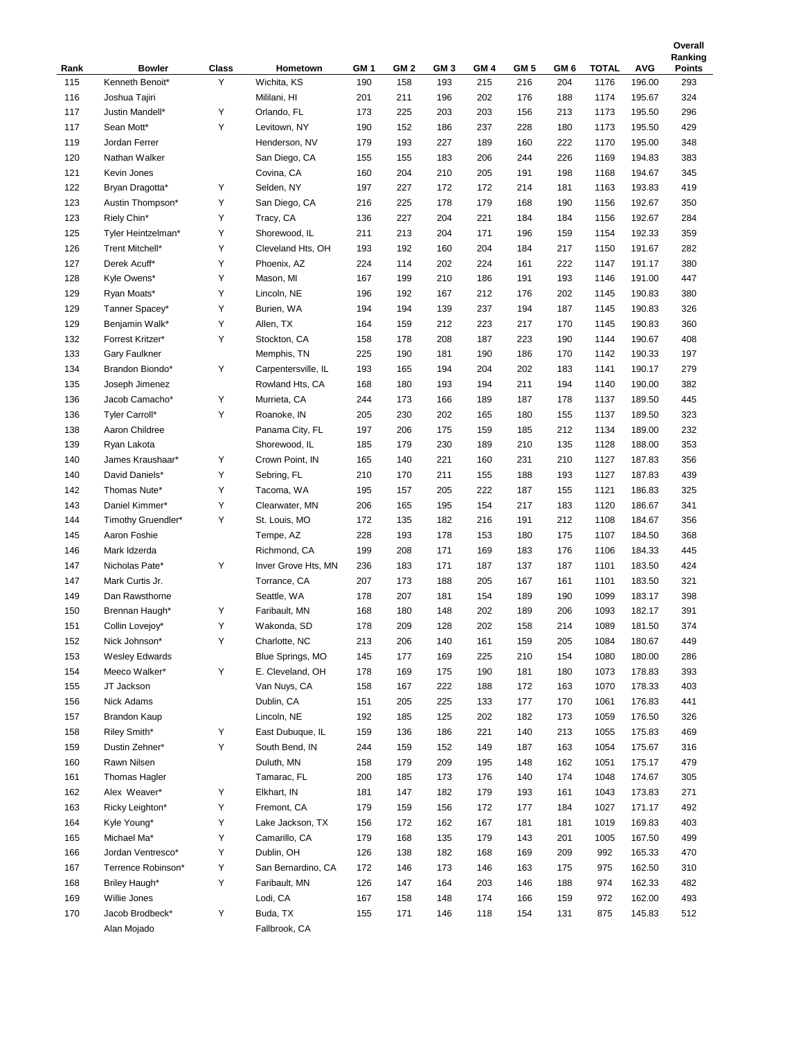| Rank | Bowler | Class | Hometown | GM 1 | GM 2 | GM 3 | GM 4 | GM 5 | GM 6 | TOTAL | AVG | Overall Ranking Points |
|---|---|---|---|---|---|---|---|---|---|---|---|---|
| 115 | Kenneth Benoit* | Y | Wichita, KS | 190 | 158 | 193 | 215 | 216 | 204 | 1176 | 196.00 | 293 |
| 116 | Joshua Tajiri | | Mililani, HI | 201 | 211 | 196 | 202 | 176 | 188 | 1174 | 195.67 | 324 |
| 117 | Justin Mandell* | Y | Orlando, FL | 173 | 225 | 203 | 203 | 156 | 213 | 1173 | 195.50 | 296 |
| 117 | Sean Mott* | Y | Levitown, NY | 190 | 152 | 186 | 237 | 228 | 180 | 1173 | 195.50 | 429 |
| 119 | Jordan Ferrer | | Henderson, NV | 179 | 193 | 227 | 189 | 160 | 222 | 1170 | 195.00 | 348 |
| 120 | Nathan Walker | | San Diego, CA | 155 | 155 | 183 | 206 | 244 | 226 | 1169 | 194.83 | 383 |
| 121 | Kevin Jones | | Covina, CA | 160 | 204 | 210 | 205 | 191 | 198 | 1168 | 194.67 | 345 |
| 122 | Bryan Dragotta* | Y | Selden, NY | 197 | 227 | 172 | 172 | 214 | 181 | 1163 | 193.83 | 419 |
| 123 | Austin Thompson* | Y | San Diego, CA | 216 | 225 | 178 | 179 | 168 | 190 | 1156 | 192.67 | 350 |
| 123 | Riely Chin* | Y | Tracy, CA | 136 | 227 | 204 | 221 | 184 | 184 | 1156 | 192.67 | 284 |
| 125 | Tyler Heintzelman* | Y | Shorewood, IL | 211 | 213 | 204 | 171 | 196 | 159 | 1154 | 192.33 | 359 |
| 126 | Trent Mitchell* | Y | Cleveland Hts, OH | 193 | 192 | 160 | 204 | 184 | 217 | 1150 | 191.67 | 282 |
| 127 | Derek Acuff* | Y | Phoenix, AZ | 224 | 114 | 202 | 224 | 161 | 222 | 1147 | 191.17 | 380 |
| 128 | Kyle Owens* | Y | Mason, MI | 167 | 199 | 210 | 186 | 191 | 193 | 1146 | 191.00 | 447 |
| 129 | Ryan Moats* | Y | Lincoln, NE | 196 | 192 | 167 | 212 | 176 | 202 | 1145 | 190.83 | 380 |
| 129 | Tanner Spacey* | Y | Burien, WA | 194 | 194 | 139 | 237 | 194 | 187 | 1145 | 190.83 | 326 |
| 129 | Benjamin Walk* | Y | Allen, TX | 164 | 159 | 212 | 223 | 217 | 170 | 1145 | 190.83 | 360 |
| 132 | Forrest Kritzer* | Y | Stockton, CA | 158 | 178 | 208 | 187 | 223 | 190 | 1144 | 190.67 | 408 |
| 133 | Gary Faulkner | | Memphis, TN | 225 | 190 | 181 | 190 | 186 | 170 | 1142 | 190.33 | 197 |
| 134 | Brandon Biondo* | Y | Carpentersville, IL | 193 | 165 | 194 | 204 | 202 | 183 | 1141 | 190.17 | 279 |
| 135 | Joseph Jimenez | | Rowland Hts, CA | 168 | 180 | 193 | 194 | 211 | 194 | 1140 | 190.00 | 382 |
| 136 | Jacob Camacho* | Y | Murrieta, CA | 244 | 173 | 166 | 189 | 187 | 178 | 1137 | 189.50 | 445 |
| 136 | Tyler Carroll* | Y | Roanoke, IN | 205 | 230 | 202 | 165 | 180 | 155 | 1137 | 189.50 | 323 |
| 138 | Aaron Childree | | Panama City, FL | 197 | 206 | 175 | 159 | 185 | 212 | 1134 | 189.00 | 232 |
| 139 | Ryan Lakota | | Shorewood, IL | 185 | 179 | 230 | 189 | 210 | 135 | 1128 | 188.00 | 353 |
| 140 | James Kraushaar* | Y | Crown Point, IN | 165 | 140 | 221 | 160 | 231 | 210 | 1127 | 187.83 | 356 |
| 140 | David Daniels* | Y | Sebring, FL | 210 | 170 | 211 | 155 | 188 | 193 | 1127 | 187.83 | 439 |
| 142 | Thomas Nute* | Y | Tacoma, WA | 195 | 157 | 205 | 222 | 187 | 155 | 1121 | 186.83 | 325 |
| 143 | Daniel Kimmer* | Y | Clearwater, MN | 206 | 165 | 195 | 154 | 217 | 183 | 1120 | 186.67 | 341 |
| 144 | Timothy Gruendler* | Y | St. Louis, MO | 172 | 135 | 182 | 216 | 191 | 212 | 1108 | 184.67 | 356 |
| 145 | Aaron Foshie | | Tempe, AZ | 228 | 193 | 178 | 153 | 180 | 175 | 1107 | 184.50 | 368 |
| 146 | Mark Idzerda | | Richmond, CA | 199 | 208 | 171 | 169 | 183 | 176 | 1106 | 184.33 | 445 |
| 147 | Nicholas Pate* | Y | Inver Grove Hts, MN | 236 | 183 | 171 | 187 | 137 | 187 | 1101 | 183.50 | 424 |
| 147 | Mark Curtis Jr. | | Torrance, CA | 207 | 173 | 188 | 205 | 167 | 161 | 1101 | 183.50 | 321 |
| 149 | Dan Rawsthorne | | Seattle, WA | 178 | 207 | 181 | 154 | 189 | 190 | 1099 | 183.17 | 398 |
| 150 | Brennan Haugh* | Y | Faribault, MN | 168 | 180 | 148 | 202 | 189 | 206 | 1093 | 182.17 | 391 |
| 151 | Collin Lovejoy* | Y | Wakonda, SD | 178 | 209 | 128 | 202 | 158 | 214 | 1089 | 181.50 | 374 |
| 152 | Nick Johnson* | Y | Charlotte, NC | 213 | 206 | 140 | 161 | 159 | 205 | 1084 | 180.67 | 449 |
| 153 | Wesley Edwards | | Blue Springs, MO | 145 | 177 | 169 | 225 | 210 | 154 | 1080 | 180.00 | 286 |
| 154 | Meeco Walker* | Y | E. Cleveland, OH | 178 | 169 | 175 | 190 | 181 | 180 | 1073 | 178.83 | 393 |
| 155 | JT Jackson | | Van Nuys, CA | 158 | 167 | 222 | 188 | 172 | 163 | 1070 | 178.33 | 403 |
| 156 | Nick Adams | | Dublin, CA | 151 | 205 | 225 | 133 | 177 | 170 | 1061 | 176.83 | 441 |
| 157 | Brandon Kaup | | Lincoln, NE | 192 | 185 | 125 | 202 | 182 | 173 | 1059 | 176.50 | 326 |
| 158 | Riley Smith* | Y | East Dubuque, IL | 159 | 136 | 186 | 221 | 140 | 213 | 1055 | 175.83 | 469 |
| 159 | Dustin Zehner* | Y | South Bend, IN | 244 | 159 | 152 | 149 | 187 | 163 | 1054 | 175.67 | 316 |
| 160 | Rawn Nilsen | | Duluth, MN | 158 | 179 | 209 | 195 | 148 | 162 | 1051 | 175.17 | 479 |
| 161 | Thomas Hagler | | Tamarac, FL | 200 | 185 | 173 | 176 | 140 | 174 | 1048 | 174.67 | 305 |
| 162 | Alex Weaver* | Y | Elkhart, IN | 181 | 147 | 182 | 179 | 193 | 161 | 1043 | 173.83 | 271 |
| 163 | Ricky Leighton* | Y | Fremont, CA | 179 | 159 | 156 | 172 | 177 | 184 | 1027 | 171.17 | 492 |
| 164 | Kyle Young* | Y | Lake Jackson, TX | 156 | 172 | 162 | 167 | 181 | 181 | 1019 | 169.83 | 403 |
| 165 | Michael Ma* | Y | Camarillo, CA | 179 | 168 | 135 | 179 | 143 | 201 | 1005 | 167.50 | 499 |
| 166 | Jordan Ventresco* | Y | Dublin, OH | 126 | 138 | 182 | 168 | 169 | 209 | 992 | 165.33 | 470 |
| 167 | Terrence Robinson* | Y | San Bernardino, CA | 172 | 146 | 173 | 146 | 163 | 175 | 975 | 162.50 | 310 |
| 168 | Briley Haugh* | Y | Faribault, MN | 126 | 147 | 164 | 203 | 146 | 188 | 974 | 162.33 | 482 |
| 169 | Willie Jones | | Lodi, CA | 167 | 158 | 148 | 174 | 166 | 159 | 972 | 162.00 | 493 |
| 170 | Jacob Brodbeck* | Y | Buda, TX | 155 | 171 | 146 | 118 | 154 | 131 | 875 | 145.83 | 512 |
| | Alan Mojado | | Fallbrook, CA | | | | | | | | | |